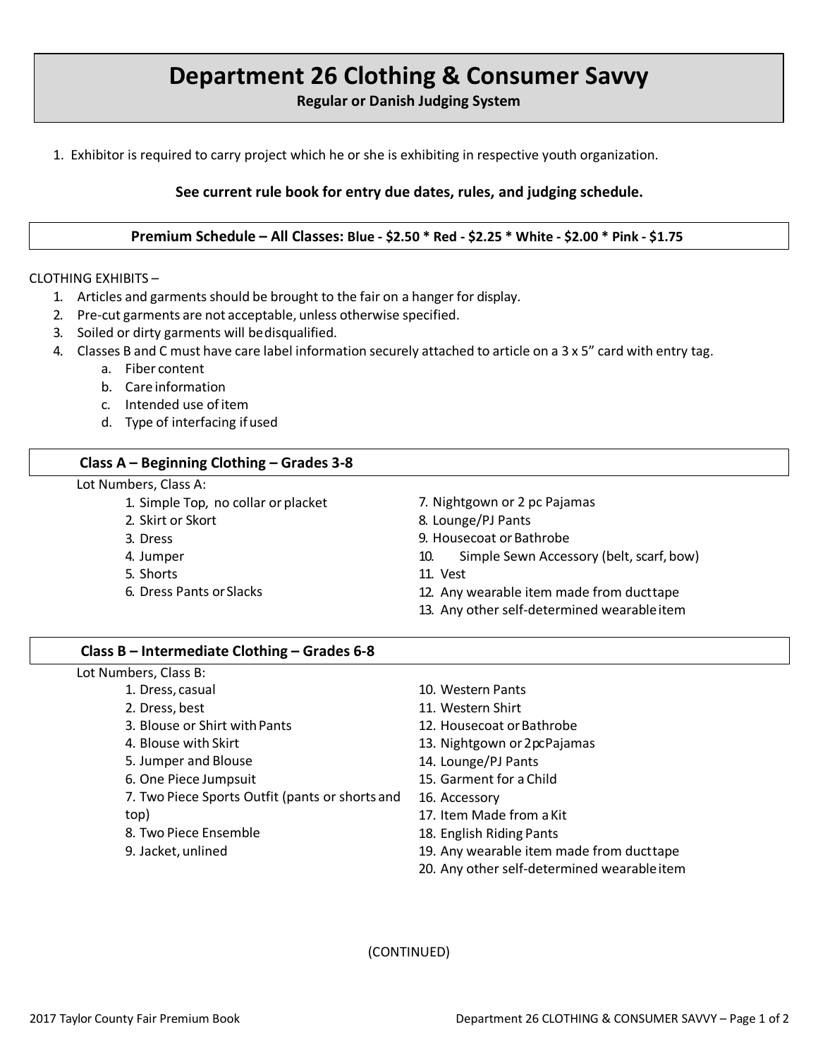# Department 26 Clothing & Consumer Savvy

**Regular or Danish Judging System**

1. Exhibitor is required to carry project which he or she is exhibiting in respective youth organization.

**See current rule book for entry due dates, rules, and judging schedule.**

**Premium Schedule – All Classes: Blue - $2.50 * Red - $2.25 * White - $2.00 * Pink - $1.75**

CLOTHING EXHIBITS –

1. Articles and garments should be brought to the fair on a hanger for display.
2. Pre-cut garments are not acceptable, unless otherwise specified.
3. Soiled or dirty garments will be disqualified.
4. Classes B and C must have care label information securely attached to article on a 3 x 5" card with entry tag.
   a. Fiber content
   b. Care information
   c. Intended use of item
   d. Type of interfacing if used

## Class A – Beginning Clothing – Grades 3-8

Lot Numbers, Class A:

1. Simple Top, no collar or placket
2. Skirt or Skort
3. Dress
4. Jumper
5. Shorts
6. Dress Pants or Slacks
7. Nightgown or 2 pc Pajamas
8. Lounge/PJ Pants
9. Housecoat or Bathrobe
10. Simple Sewn Accessory (belt, scarf, bow)
11. Vest
12. Any wearable item made from duct tape
13. Any other self-determined wearable item

## Class B – Intermediate Clothing – Grades 6-8

Lot Numbers, Class B:

1. Dress, casual
2. Dress, best
3. Blouse or Shirt with Pants
4. Blouse with Skirt
5. Jumper and Blouse
6. One Piece Jumpsuit
7. Two Piece Sports Outfit (pants or shorts and top)
8. Two Piece Ensemble
9. Jacket, unlined
10. Western Pants
11. Western Shirt
12. Housecoat or Bathrobe
13. Nightgown or 2 pc Pajamas
14. Lounge/PJ Pants
15. Garment for a Child
16. Accessory
17. Item Made from a Kit
18. English Riding Pants
19. Any wearable item made from duct tape
20. Any other self-determined wearable item

(CONTINUED)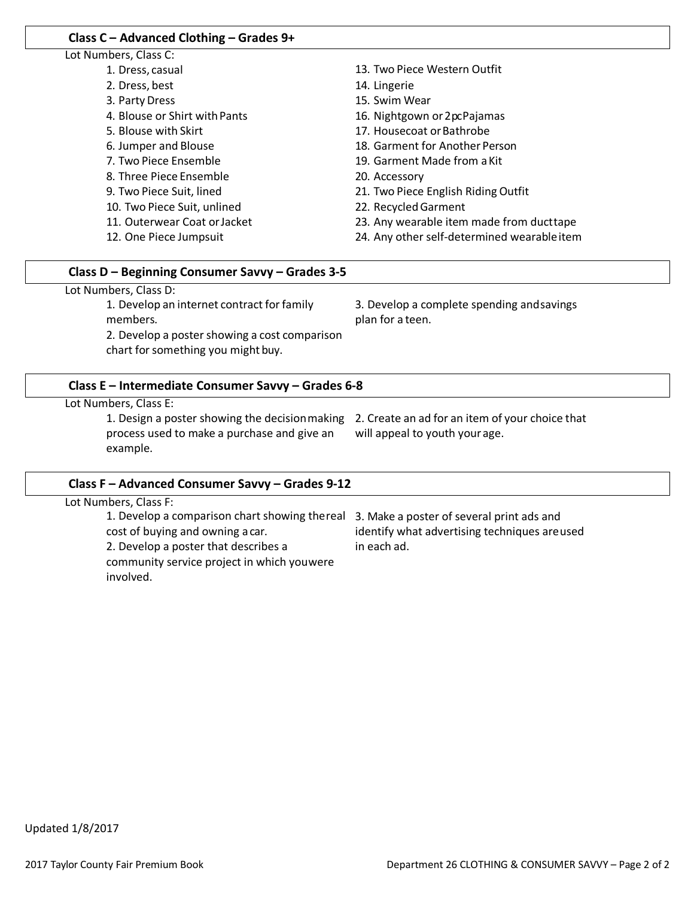### Class C – Advanced Clothing – Grades 9+

Lot Numbers, Class C:

1. Dress, casual
2. Dress, best
3. Party Dress
4. Blouse or Shirt with Pants
5. Blouse with Skirt
6. Jumper and Blouse
7. Two Piece Ensemble
8. Three Piece Ensemble
9. Two Piece Suit, lined
10. Two Piece Suit, unlined
11. Outerwear Coat or Jacket
12. One Piece Jumpsuit
13. Two Piece Western Outfit
14. Lingerie
15. Swim Wear
16. Nightgown or 2pc Pajamas
17. Housecoat or Bathrobe
18. Garment for Another Person
19. Garment Made from a Kit
20. Accessory
21. Two Piece English Riding Outfit
22. Recycled Garment
23. Any wearable item made from duct tape
24. Any other self-determined wearable item

### Class D – Beginning Consumer Savvy – Grades 3-5

Lot Numbers, Class D:

1. Develop an internet contract for family members.
2. Develop a poster showing a cost comparison chart for something you might buy.
3. Develop a complete spending and savings plan for a teen.

### Class E – Intermediate Consumer Savvy – Grades 6-8

Lot Numbers, Class E:

1. Design a poster showing the decision making process used to make a purchase and give an example.
2. Create an ad for an item of your choice that will appeal to youth your age.

### Class F – Advanced Consumer Savvy – Grades 9-12

Lot Numbers, Class F:

1. Develop a comparison chart showing the real cost of buying and owning a car.
2. Develop a poster that describes a community service project in which you were involved.
3. Make a poster of several print ads and identify what advertising techniques are used in each ad.

Updated 1/8/2017